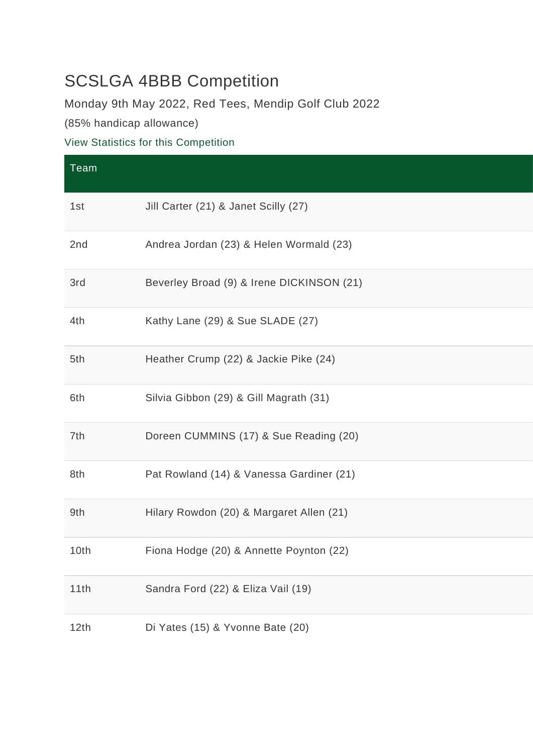# SCSLGA 4BBB Competition

Monday 9th May 2022, Red Tees, Mendip Golf Club 2022

(85% handicap allowance)

View Statistics for this Competition

| Team | |
|---|---|
| 1st | Jill Carter (21) & Janet Scilly (27) |
| 2nd | Andrea Jordan (23) & Helen Wormald (23) |
| 3rd | Beverley Broad (9) & Irene DICKINSON (21) |
| 4th | Kathy Lane (29) & Sue SLADE (27) |
| 5th | Heather Crump (22) & Jackie Pike (24) |
| 6th | Silvia Gibbon (29) & Gill Magrath (31) |
| 7th | Doreen CUMMINS (17) & Sue Reading (20) |
| 8th | Pat Rowland (14) & Vanessa Gardiner (21) |
| 9th | Hilary Rowdon (20) & Margaret Allen (21) |
| 10th | Fiona Hodge (20) & Annette Poynton (22) |
| 11th | Sandra Ford (22) & Eliza Vail (19) |
| 12th | Di Yates (15) & Yvonne Bate (20) |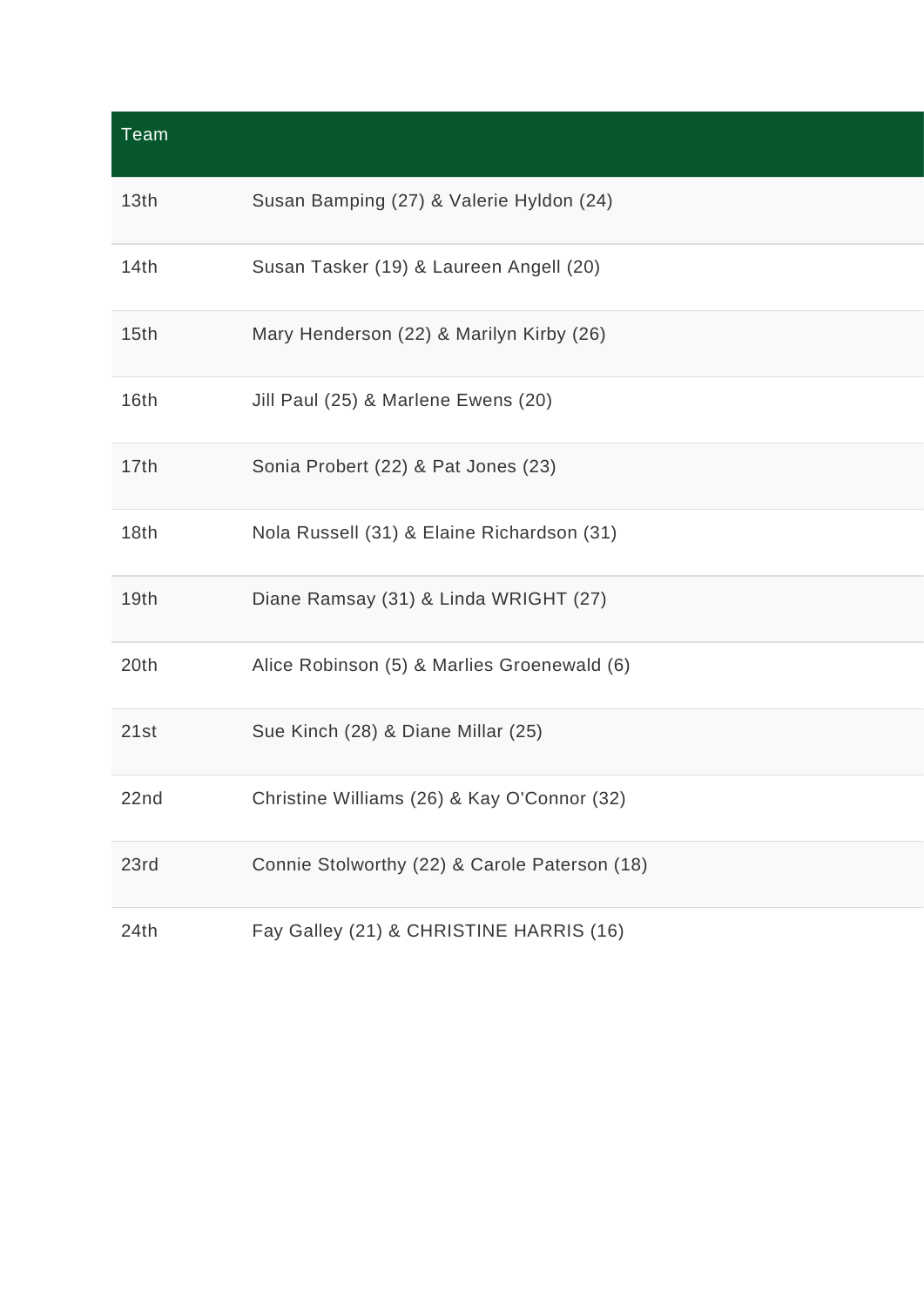| Team | |
|---|---|
| 13th | Susan Bamping (27) & Valerie Hyldon (24) |
| 14th | Susan Tasker (19) & Laureen Angell (20) |
| 15th | Mary Henderson (22) & Marilyn Kirby (26) |
| 16th | Jill Paul (25) & Marlene Ewens (20) |
| 17th | Sonia Probert (22) & Pat Jones (23) |
| 18th | Nola Russell (31) & Elaine Richardson (31) |
| 19th | Diane Ramsay (31) & Linda WRIGHT (27) |
| 20th | Alice Robinson (5) & Marlies Groenewald (6) |
| 21st | Sue Kinch (28) & Diane Millar (25) |
| 22nd | Christine Williams (26) & Kay O'Connor (32) |
| 23rd | Connie Stolworthy (22) & Carole Paterson (18) |
| 24th | Fay Galley (21) & CHRISTINE HARRIS (16) |